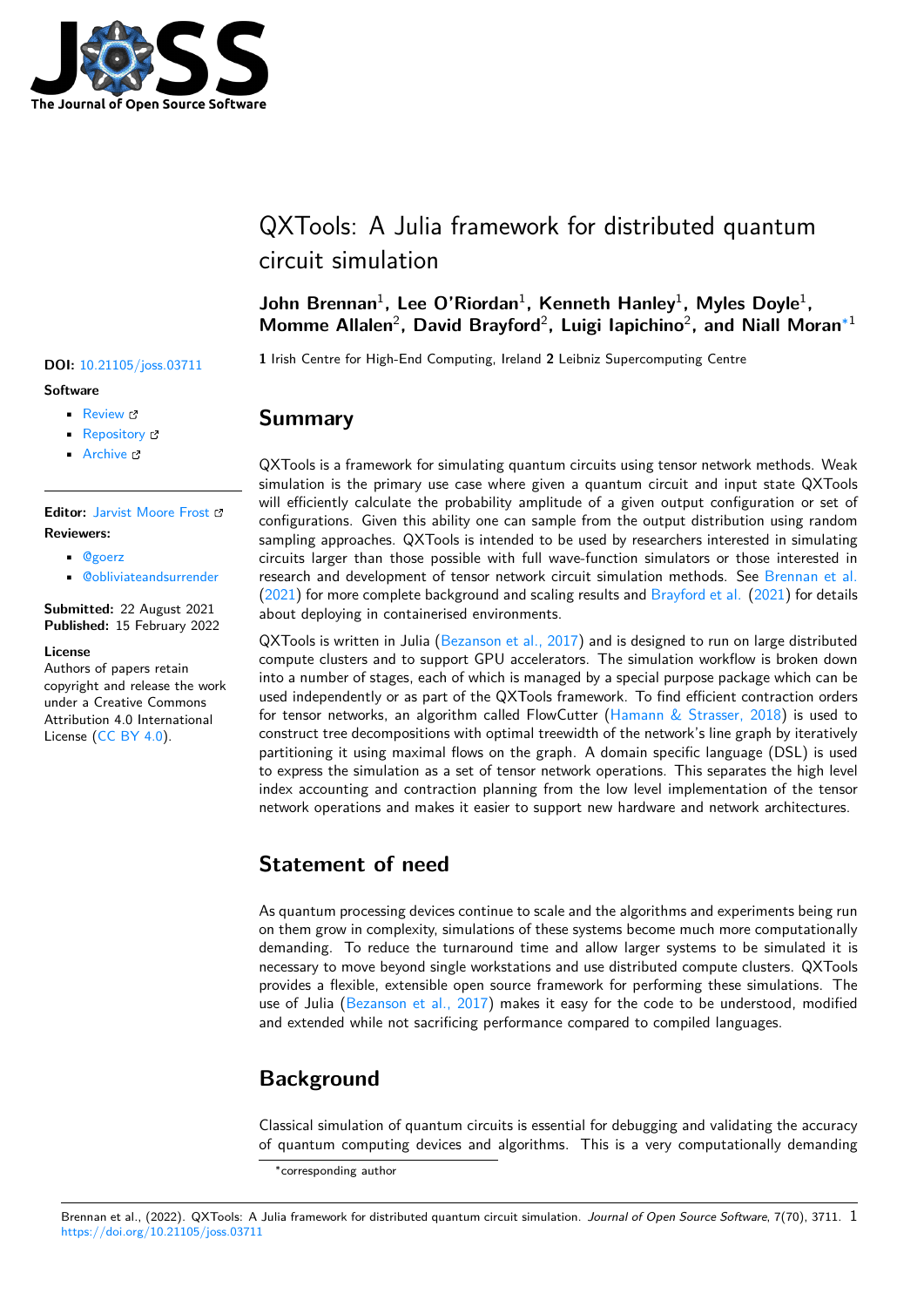# QXTools: A Julia framework for distributed quantum circuit simulation

**John Brennan**[1], **Lee O'Riordan**[1], **Kenneth Hanley**[1], **Myles Doyle**[1], **Momme Allalen**[2], **David Brayford**[2], **Luigi Iapichino**[2], **and Niall Moran**[*1]

**1** Irish Centre for High-End Computing, Ireland **2** Leibniz Supercomputing Centre

**DOI:** 10.21105/joss.03711

**Software**

- Review
- Repository
- Archive

**Editor:** Jarvist Moore Frost

**Reviewers:**

- @goerz
- @obliviateandsurrender

**Submitted:** 22 August 2021
**Published:** 15 February 2022

**License**
Authors of papers retain copyright and release the work under a Creative Commons Attribution 4.0 International License (CC BY 4.0).

## Summary

QXTools is a framework for simulating quantum circuits using tensor network methods. Weak simulation is the primary use case where given a quantum circuit and input state QXTools will efficiently calculate the probability amplitude of a given output configuration or set of configurations. Given this ability one can sample from the output distribution using random sampling approaches. QXTools is intended to be used by researchers interested in simulating circuits larger than those possible with full wave-function simulators or those interested in research and development of tensor network circuit simulation methods. See Brennan et al. (2021) for more complete background and scaling results and Brayford et al. (2021) for details about deploying in containerised environments.

QXTools is written in Julia (Bezanson et al., 2017) and is designed to run on large distributed compute clusters and to support GPU accelerators. The simulation workflow is broken down into a number of stages, each of which is managed by a special purpose package which can be used independently or as part of the QXTools framework. To find efficient contraction orders for tensor networks, an algorithm called FlowCutter (Hamann & Strasser, 2018) is used to construct tree decompositions with optimal treewidth of the network's line graph by iteratively partitioning it using maximal flows on the graph. A domain specific language (DSL) is used to express the simulation as a set of tensor network operations. This separates the high level index accounting and contraction planning from the low level implementation of the tensor network operations and makes it easier to support new hardware and network architectures.

## Statement of need

As quantum processing devices continue to scale and the algorithms and experiments being run on them grow in complexity, simulations of these systems become much more computationally demanding. To reduce the turnaround time and allow larger systems to be simulated it is necessary to move beyond single workstations and use distributed compute clusters. QXTools provides a flexible, extensible open source framework for performing these simulations. The use of Julia (Bezanson et al., 2017) makes it easy for the code to be understood, modified and extended while not sacrificing performance compared to compiled languages.

## Background

Classical simulation of quantum circuits is essential for debugging and validating the accuracy of quantum computing devices and algorithms. This is a very computationally demanding

[*] corresponding author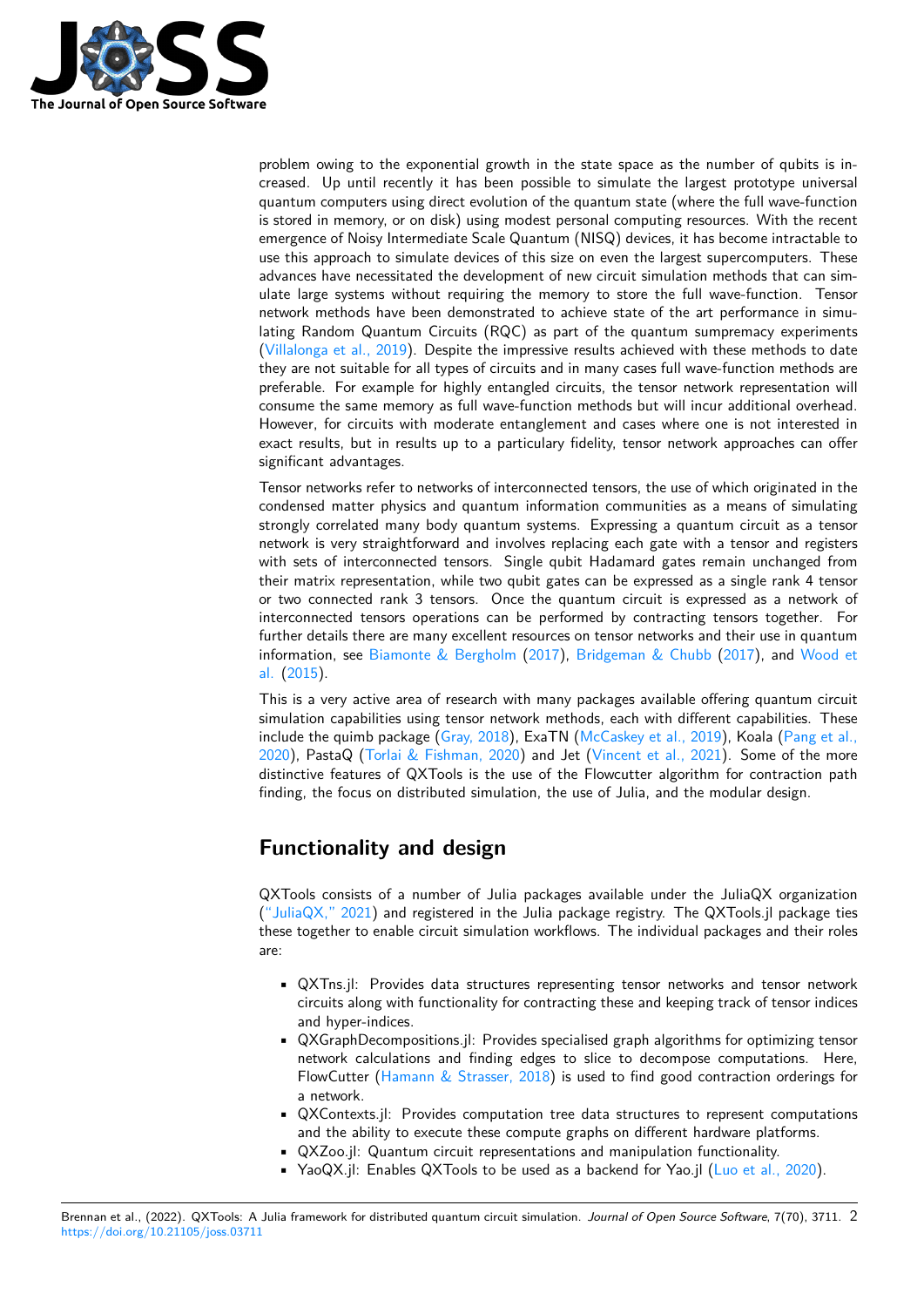problem owing to the exponential growth in the state space as the number of qubits is increased. Up until recently it has been possible to simulate the largest prototype universal quantum computers using direct evolution of the quantum state (where the full wave-function is stored in memory, or on disk) using modest personal computing resources. With the recent emergence of Noisy Intermediate Scale Quantum (NISQ) devices, it has become intractable to use this approach to simulate devices of this size on even the largest supercomputers. These advances have necessitated the development of new circuit simulation methods that can simulate large systems without requiring the memory to store the full wave-function. Tensor network methods have been demonstrated to achieve state of the art performance in simulating Random Quantum Circuits (RQC) as part of the quantum sumpremacy experiments (Villalonga et al., 2019). Despite the impressive results achieved with these methods to date they are not suitable for all types of circuits and in many cases full wave-function methods are preferable. For example for highly entangled circuits, the tensor network representation will consume the same memory as full wave-function methods but will incur additional overhead. However, for circuits with moderate entanglement and cases where one is not interested in exact results, but in results up to a particulary fidelity, tensor network approaches can offer significant advantages.

Tensor networks refer to networks of interconnected tensors, the use of which originated in the condensed matter physics and quantum information communities as a means of simulating strongly correlated many body quantum systems. Expressing a quantum circuit as a tensor network is very straightforward and involves replacing each gate with a tensor and registers with sets of interconnected tensors. Single qubit Hadamard gates remain unchanged from their matrix representation, while two qubit gates can be expressed as a single rank 4 tensor or two connected rank 3 tensors. Once the quantum circuit is expressed as a network of interconnected tensors operations can be performed by contracting tensors together. For further details there are many excellent resources on tensor networks and their use in quantum information, see Biamonte & Bergholm (2017), Bridgeman & Chubb (2017), and Wood et al. (2015).

This is a very active area of research with many packages available offering quantum circuit simulation capabilities using tensor network methods, each with different capabilities. These include the quimb package (Gray, 2018), ExaTN (McCaskey et al., 2019), Koala (Pang et al., 2020), PastaQ (Torlai & Fishman, 2020) and Jet (Vincent et al., 2021). Some of the more distinctive features of QXTools is the use of the Flowcutter algorithm for contraction path finding, the focus on distributed simulation, the use of Julia, and the modular design.

## Functionality and design

QXTools consists of a number of Julia packages available under the JuliaQX organization ("JuliaQX," 2021) and registered in the Julia package registry. The QXTools.jl package ties these together to enable circuit simulation workflows. The individual packages and their roles are:

- QXTns.jl: Provides data structures representing tensor networks and tensor network circuits along with functionality for contracting these and keeping track of tensor indices and hyper-indices.
- QXGraphDecompositions.jl: Provides specialised graph algorithms for optimizing tensor network calculations and finding edges to slice to decompose computations. Here, FlowCutter (Hamann & Strasser, 2018) is used to find good contraction orderings for a network.
- QXContexts.jl: Provides computation tree data structures to represent computations and the ability to execute these compute graphs on different hardware platforms.
- QXZoo.jl: Quantum circuit representations and manipulation functionality.
- YaoQX.jl: Enables QXTools to be used as a backend for Yao.jl (Luo et al., 2020).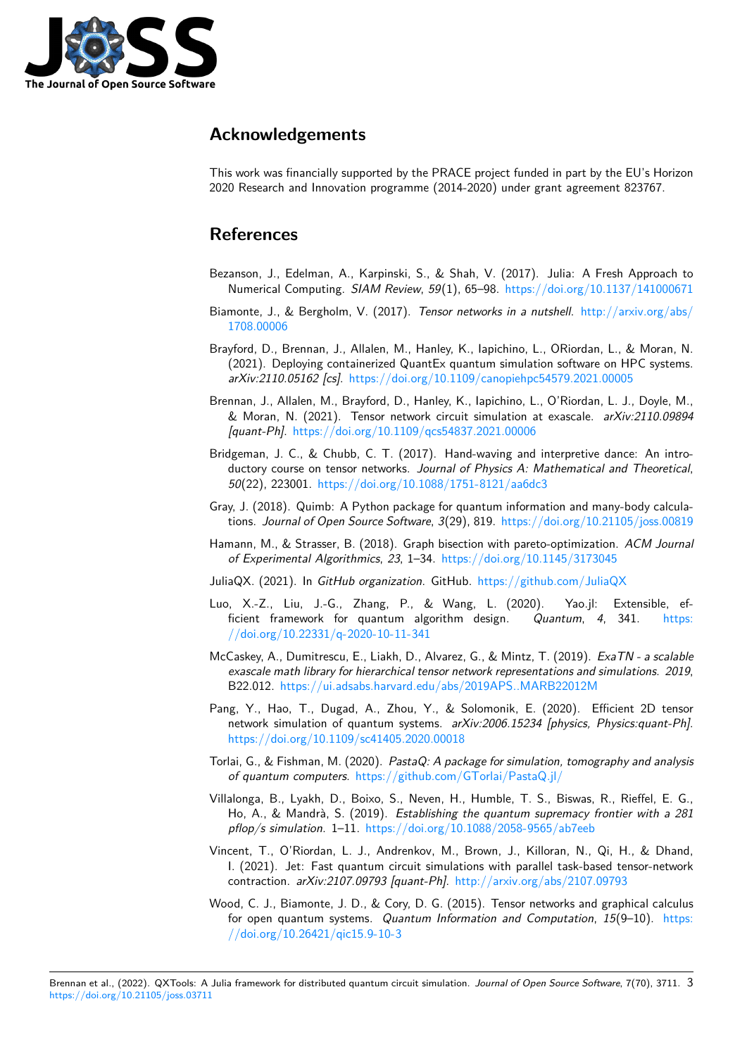## Acknowledgements

This work was financially supported by the PRACE project funded in part by the EU's Horizon 2020 Research and Innovation programme (2014-2020) under grant agreement 823767.

## References

Bezanson, J., Edelman, A., Karpinski, S., & Shah, V. (2017). Julia: A Fresh Approach to Numerical Computing. *SIAM Review*, *59*(1), 65–98. https://doi.org/10.1137/141000671

Biamonte, J., & Bergholm, V. (2017). *Tensor networks in a nutshell*. http://arxiv.org/abs/1708.00006

Brayford, D., Brennan, J., Allalen, M., Hanley, K., Iapichino, L., ORiordan, L., & Moran, N. (2021). Deploying containerized QuantEx quantum simulation software on HPC systems. *arXiv:2110.05162 [cs]*. https://doi.org/10.1109/canopiehpc54579.2021.00005

Brennan, J., Allalen, M., Brayford, D., Hanley, K., Iapichino, L., O'Riordan, L. J., Doyle, M., & Moran, N. (2021). Tensor network circuit simulation at exascale. *arXiv:2110.09894 [quant-Ph]*. https://doi.org/10.1109/qcs54837.2021.00006

Bridgeman, J. C., & Chubb, C. T. (2017). Hand-waving and interpretive dance: An introductory course on tensor networks. *Journal of Physics A: Mathematical and Theoretical*, *50*(22), 223001. https://doi.org/10.1088/1751-8121/aa6dc3

Gray, J. (2018). Quimb: A Python package for quantum information and many-body calculations. *Journal of Open Source Software*, *3*(29), 819. https://doi.org/10.21105/joss.00819

Hamann, M., & Strasser, B. (2018). Graph bisection with pareto-optimization. *ACM Journal of Experimental Algorithmics*, *23*, 1–34. https://doi.org/10.1145/3173045

JuliaQX. (2021). In *GitHub organization*. GitHub. https://github.com/JuliaQX

Luo, X.-Z., Liu, J.-G., Zhang, P., & Wang, L. (2020). Yao.jl: Extensible, efficient framework for quantum algorithm design. *Quantum*, *4*, 341. https://doi.org/10.22331/q-2020-10-11-341

McCaskey, A., Dumitrescu, E., Liakh, D., Alvarez, G., & Mintz, T. (2019). *ExaTN - a scalable exascale math library for hierarchical tensor network representations and simulations*. *2019*, B22.012. https://ui.adsabs.harvard.edu/abs/2019APS..MARB22012M

Pang, Y., Hao, T., Dugad, A., Zhou, Y., & Solomonik, E. (2020). Efficient 2D tensor network simulation of quantum systems. *arXiv:2006.15234 [physics, Physics:quant-Ph]*. https://doi.org/10.1109/sc41405.2020.00018

Torlai, G., & Fishman, M. (2020). *PastaQ: A package for simulation, tomography and analysis of quantum computers*. https://github.com/GTorlai/PastaQ.jl/

Villalonga, B., Lyakh, D., Boixo, S., Neven, H., Humble, T. S., Biswas, R., Rieffel, E. G., Ho, A., & Mandrà, S. (2019). *Establishing the quantum supremacy frontier with a 281 pflop/s simulation*. 1–11. https://doi.org/10.1088/2058-9565/ab7eeb

Vincent, T., O'Riordan, L. J., Andrenkov, M., Brown, J., Killoran, N., Qi, H., & Dhand, I. (2021). Jet: Fast quantum circuit simulations with parallel task-based tensor-network contraction. *arXiv:2107.09793 [quant-Ph]*. http://arxiv.org/abs/2107.09793

Wood, C. J., Biamonte, J. D., & Cory, D. G. (2015). Tensor networks and graphical calculus for open quantum systems. *Quantum Information and Computation*, *15*(9–10). https://doi.org/10.26421/qic15.9-10-3